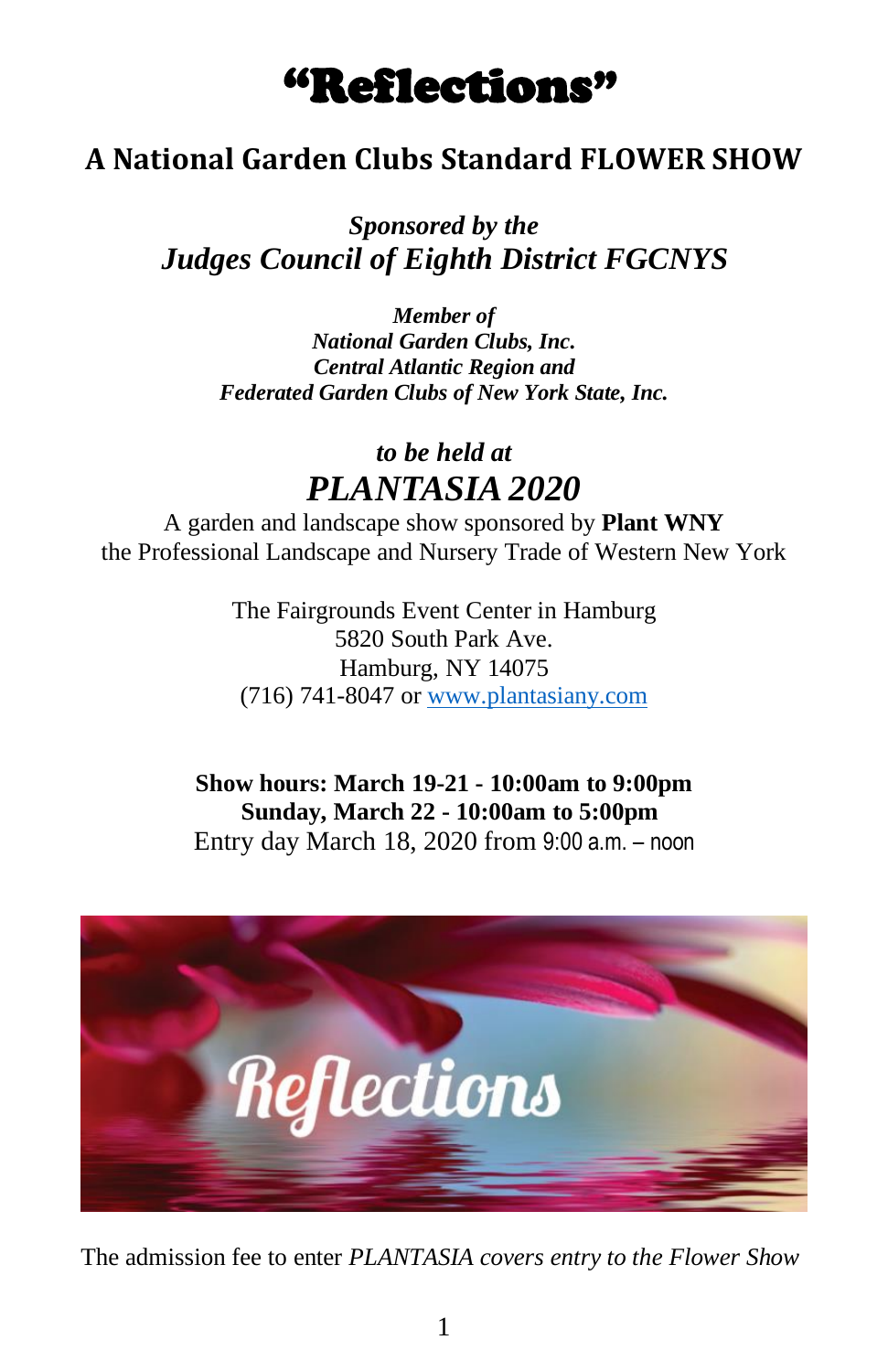# "Reflections"

## A National Garden Clubs Standard FLOWER SHOW

***Sponsored by the***
***Judges Council of Eighth District FGCNYS***

***Member of***
***National Garden Clubs, Inc.***
***Central Atlantic Region and***
***Federated Garden Clubs of New York State, Inc.***

***to be held at***
***PLANTASIA 2020***

A garden and landscape show sponsored by **Plant WNY**
the Professional Landscape and Nursery Trade of Western New York

The Fairgrounds Event Center in Hamburg
5820 South Park Ave.
Hamburg, NY 14075
(716) 741-8047 or [www.plantasiany.com](http://www.plantasiany.com)

**Show hours: March 19-21 - 10:00am to 9:00pm**
**Sunday, March 22 - 10:00am to 5:00pm**
Entry day March 18, 2020 from 9:00 a.m. – noon

The admission fee to enter *PLANTASIA covers entry to the Flower Show*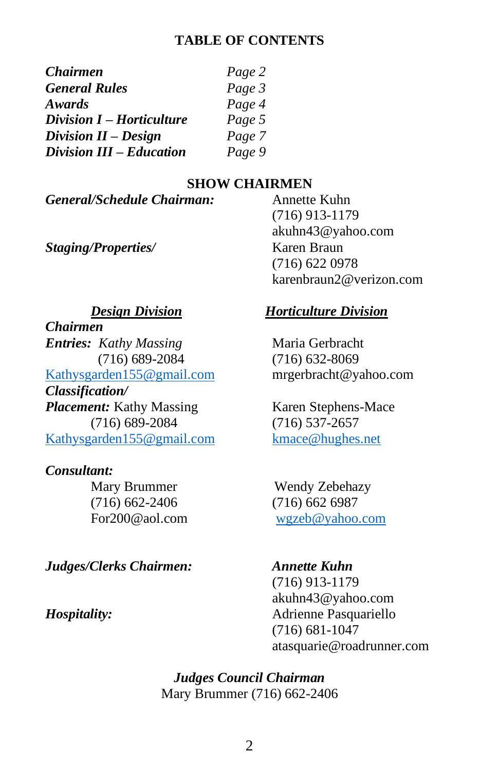## TABLE OF CONTENTS

| | |
|---|---|
| ***Chairmen*** | *Page 2* |
| ***General Rules*** | *Page 3* |
| ***Awards*** | *Page 4* |
| ***Division I – Horticulture*** | *Page 5* |
| ***Division II – Design*** | *Page 7* |
| ***Division III – Education*** | *Page 9* |

## SHOW CHAIRMEN

***General/Schedule Chairman:***
Annette Kuhn
(716) 913-1179
akuhn43@yahoo.com

***Staging/Properties/***
Karen Braun
(716) 622 0978
karenbraun2@verizon.com

### ***Design Division***

***Chairmen***

***Entries:*** *Kathy Massing*
(716) 689-2084
Kathysgarden155@gmail.com

***Classification/***
***Placement:*** Kathy Massing
(716) 689-2084
Kathysgarden155@gmail.com

***Consultant:***
Mary Brummer
(716) 662-2406
For200@aol.com

### ***Horticulture Division***

Maria Gerbracht
(716) 632-8069
mrgerbracht@yahoo.com

Karen Stephens-Mace
(716) 537-2657
kmace@hughes.net

Wendy Zebehazy
(716) 662 6987
wgzeb@yahoo.com

***Judges/Clerks Chairmen:***
***Annette Kuhn***
(716) 913-1179
akuhn43@yahoo.com

***Hospitality:***
Adrienne Pasquariello
(716) 681-1047
atasquarie@roadrunner.com

***Judges Council Chairman***
Mary Brummer (716) 662-2406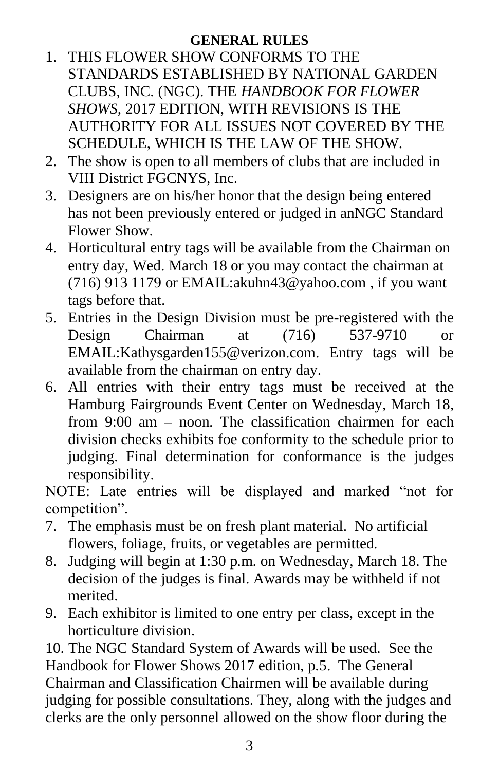## GENERAL RULES

1. THIS FLOWER SHOW CONFORMS TO THE STANDARDS ESTABLISHED BY NATIONAL GARDEN CLUBS, INC. (NGC). THE *HANDBOOK FOR FLOWER SHOWS*, 2017 EDITION, WITH REVISIONS IS THE AUTHORITY FOR ALL ISSUES NOT COVERED BY THE SCHEDULE, WHICH IS THE LAW OF THE SHOW.
2. The show is open to all members of clubs that are included in VIII District FGCNYS, Inc.
3. Designers are on his/her honor that the design being entered has not been previously entered or judged in anNGC Standard Flower Show.
4. Horticultural entry tags will be available from the Chairman on entry day, Wed. March 18 or you may contact the chairman at (716) 913 1179 or EMAIL:akuhn43@yahoo.com , if you want tags before that.
5. Entries in the Design Division must be pre-registered with the Design Chairman at (716) 537-9710 or EMAIL:Kathysgarden155@verizon.com. Entry tags will be available from the chairman on entry day.
6. All entries with their entry tags must be received at the Hamburg Fairgrounds Event Center on Wednesday, March 18, from 9:00 am – noon. The classification chairmen for each division checks exhibits foe conformity to the schedule prior to judging. Final determination for conformance is the judges responsibility.

NOTE: Late entries will be displayed and marked "not for competition".

7. The emphasis must be on fresh plant material. No artificial flowers, foliage, fruits, or vegetables are permitted.
8. Judging will begin at 1:30 p.m. on Wednesday, March 18. The decision of the judges is final. Awards may be withheld if not merited.
9. Each exhibitor is limited to one entry per class, except in the horticulture division.

10. The NGC Standard System of Awards will be used. See the Handbook for Flower Shows 2017 edition, p.5. The General Chairman and Classification Chairmen will be available during judging for possible consultations. They, along with the judges and clerks are the only personnel allowed on the show floor during the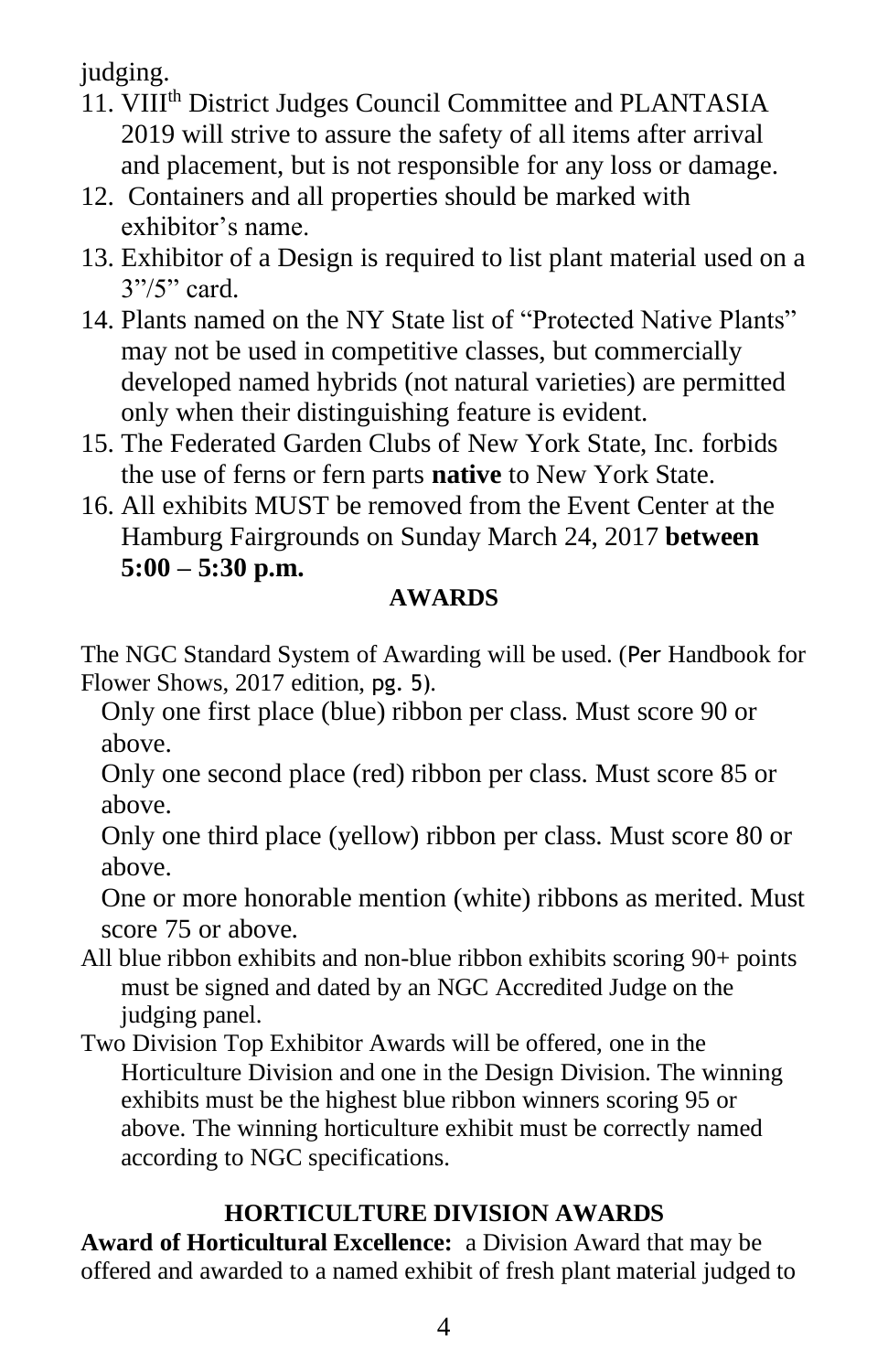judging.

11. VIII[th] District Judges Council Committee and PLANTASIA 2019 will strive to assure the safety of all items after arrival and placement, but is not responsible for any loss or damage.
12. Containers and all properties should be marked with exhibitor's name.
13. Exhibitor of a Design is required to list plant material used on a 3"/5" card.
14. Plants named on the NY State list of "Protected Native Plants" may not be used in competitive classes, but commercially developed named hybrids (not natural varieties) are permitted only when their distinguishing feature is evident.
15. The Federated Garden Clubs of New York State, Inc. forbids the use of ferns or fern parts **native** to New York State.
16. All exhibits MUST be removed from the Event Center at the Hamburg Fairgrounds on Sunday March 24, 2017 **between 5:00 – 5:30 p.m.**

## AWARDS

The NGC Standard System of Awarding will be used. (Per Handbook for Flower Shows, 2017 edition, pg. 5).

Only one first place (blue) ribbon per class. Must score 90 or above.

Only one second place (red) ribbon per class. Must score 85 or above.

Only one third place (yellow) ribbon per class. Must score 80 or above.

One or more honorable mention (white) ribbons as merited. Must score 75 or above.

All blue ribbon exhibits and non-blue ribbon exhibits scoring 90+ points must be signed and dated by an NGC Accredited Judge on the judging panel.

Two Division Top Exhibitor Awards will be offered, one in the Horticulture Division and one in the Design Division. The winning exhibits must be the highest blue ribbon winners scoring 95 or above. The winning horticulture exhibit must be correctly named according to NGC specifications.

## HORTICULTURE DIVISION AWARDS

**Award of Horticultural Excellence:** a Division Award that may be offered and awarded to a named exhibit of fresh plant material judged to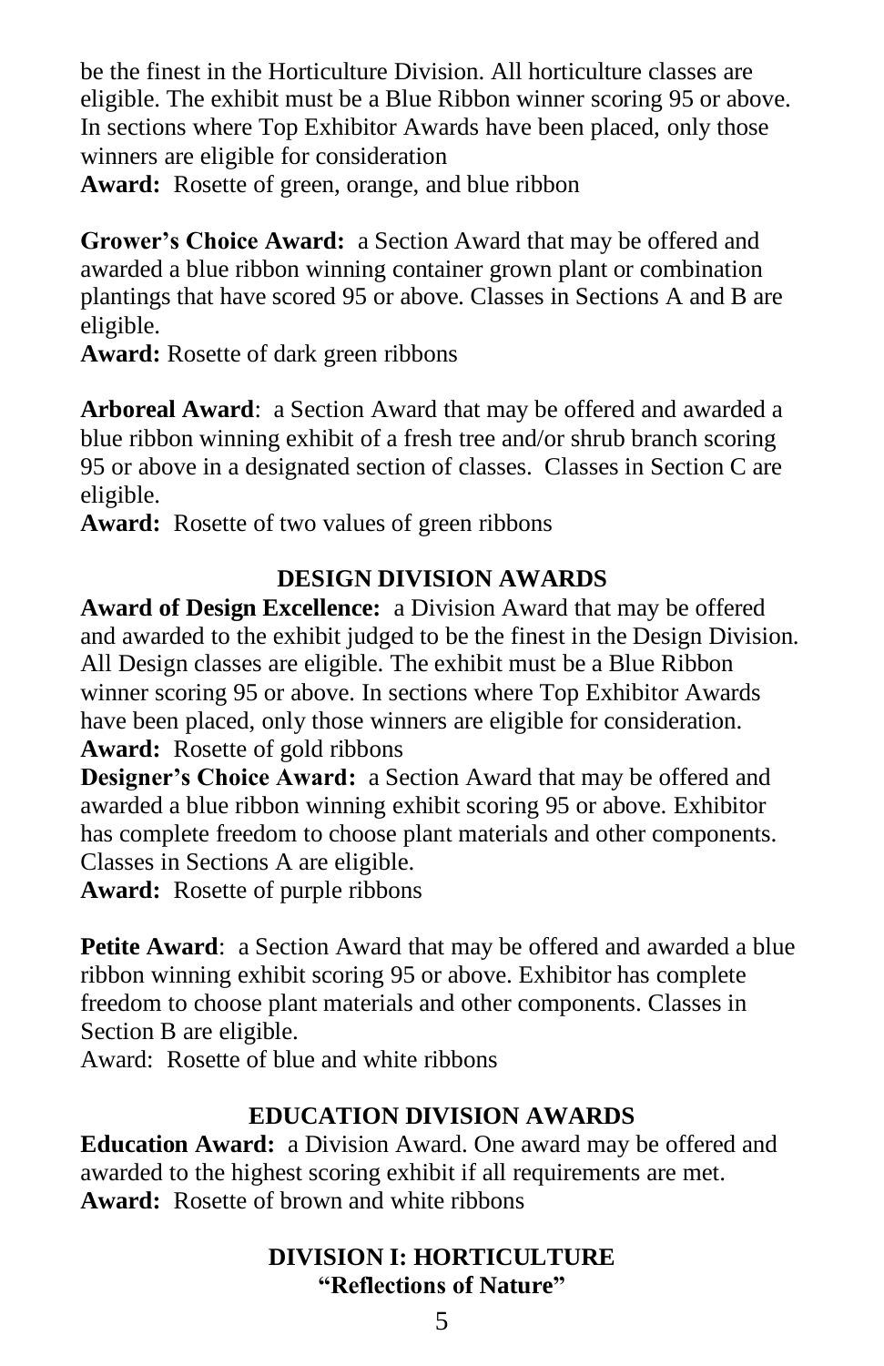be the finest in the Horticulture Division. All horticulture classes are eligible. The exhibit must be a Blue Ribbon winner scoring 95 or above. In sections where Top Exhibitor Awards have been placed, only those winners are eligible for consideration

**Award:** Rosette of green, orange, and blue ribbon

**Grower's Choice Award:** a Section Award that may be offered and awarded a blue ribbon winning container grown plant or combination plantings that have scored 95 or above. Classes in Sections A and B are eligible.

**Award:** Rosette of dark green ribbons

**Arboreal Award**: a Section Award that may be offered and awarded a blue ribbon winning exhibit of a fresh tree and/or shrub branch scoring 95 or above in a designated section of classes. Classes in Section C are eligible.

**Award:** Rosette of two values of green ribbons

## DESIGN DIVISION AWARDS

**Award of Design Excellence:** a Division Award that may be offered and awarded to the exhibit judged to be the finest in the Design Division. All Design classes are eligible. The exhibit must be a Blue Ribbon winner scoring 95 or above. In sections where Top Exhibitor Awards have been placed, only those winners are eligible for consideration.

**Award:** Rosette of gold ribbons

**Designer's Choice Award:** a Section Award that may be offered and awarded a blue ribbon winning exhibit scoring 95 or above. Exhibitor has complete freedom to choose plant materials and other components. Classes in Sections A are eligible.

**Award:** Rosette of purple ribbons

**Petite Award**: a Section Award that may be offered and awarded a blue ribbon winning exhibit scoring 95 or above. Exhibitor has complete freedom to choose plant materials and other components. Classes in Section B are eligible.

Award: Rosette of blue and white ribbons

## EDUCATION DIVISION AWARDS

**Education Award:** a Division Award. One award may be offered and awarded to the highest scoring exhibit if all requirements are met.

**Award:** Rosette of brown and white ribbons

## DIVISION I: HORTICULTURE
## "Reflections of Nature"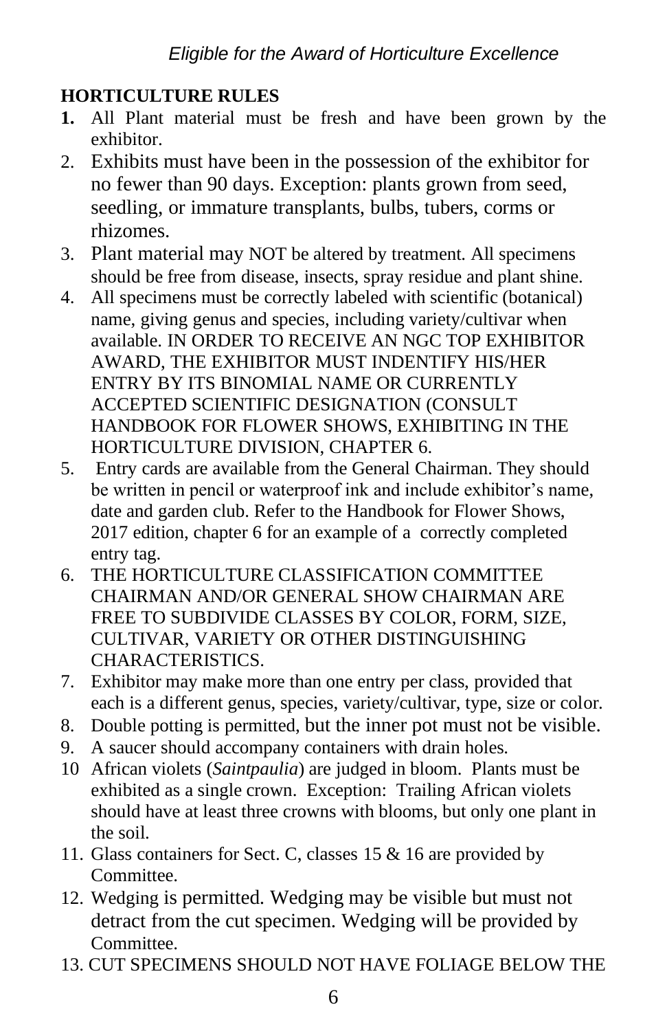*Eligible for the Award of Horticulture Excellence*

**HORTICULTURE RULES**

1. All Plant material must be fresh and have been grown by the exhibitor.
2. Exhibits must have been in the possession of the exhibitor for no fewer than 90 days. Exception: plants grown from seed, seedling, or immature transplants, bulbs, tubers, corms or rhizomes.
3. Plant material may NOT be altered by treatment. All specimens should be free from disease, insects, spray residue and plant shine.
4. All specimens must be correctly labeled with scientific (botanical) name, giving genus and species, including variety/cultivar when available. IN ORDER TO RECEIVE AN NGC TOP EXHIBITOR AWARD, THE EXHIBITOR MUST INDENTIFY HIS/HER ENTRY BY ITS BINOMIAL NAME OR CURRENTLY ACCEPTED SCIENTIFIC DESIGNATION (CONSULT HANDBOOK FOR FLOWER SHOWS, EXHIBITING IN THE HORTICULTURE DIVISION, CHAPTER 6.
5. Entry cards are available from the General Chairman. They should be written in pencil or waterproof ink and include exhibitor's name, date and garden club. Refer to the Handbook for Flower Shows, 2017 edition, chapter 6 for an example of a correctly completed entry tag.
6. THE HORTICULTURE CLASSIFICATION COMMITTEE CHAIRMAN AND/OR GENERAL SHOW CHAIRMAN ARE FREE TO SUBDIVIDE CLASSES BY COLOR, FORM, SIZE, CULTIVAR, VARIETY OR OTHER DISTINGUISHING CHARACTERISTICS.
7. Exhibitor may make more than one entry per class, provided that each is a different genus, species, variety/cultivar, type, size or color.
8. Double potting is permitted, but the inner pot must not be visible.
9. A saucer should accompany containers with drain holes.
10. African violets (*Saintpaulia*) are judged in bloom. Plants must be exhibited as a single crown. Exception: Trailing African violets should have at least three crowns with blooms, but only one plant in the soil.
11. Glass containers for Sect. C, classes 15 & 16 are provided by Committee.
12. Wedging is permitted. Wedging may be visible but must not detract from the cut specimen. Wedging will be provided by Committee.
13. CUT SPECIMENS SHOULD NOT HAVE FOLIAGE BELOW THE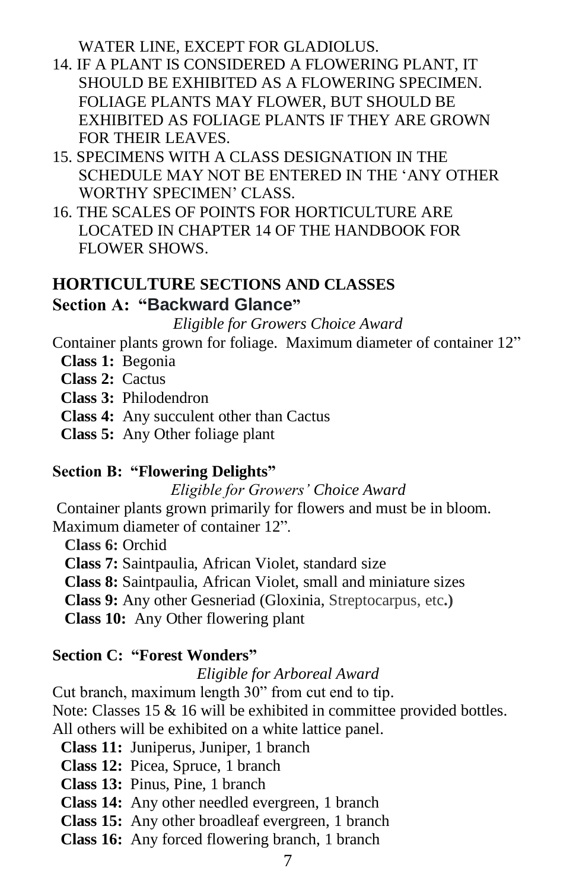WATER LINE, EXCEPT FOR GLADIOLUS.

14. IF A PLANT IS CONSIDERED A FLOWERING PLANT, IT SHOULD BE EXHIBITED AS A FLOWERING SPECIMEN. FOLIAGE PLANTS MAY FLOWER, BUT SHOULD BE EXHIBITED AS FOLIAGE PLANTS IF THEY ARE GROWN FOR THEIR LEAVES.
15. SPECIMENS WITH A CLASS DESIGNATION IN THE SCHEDULE MAY NOT BE ENTERED IN THE 'ANY OTHER WORTHY SPECIMEN' CLASS.
16. THE SCALES OF POINTS FOR HORTICULTURE ARE LOCATED IN CHAPTER 14 OF THE HANDBOOK FOR FLOWER SHOWS.

## HORTICULTURE SECTIONS AND CLASSES

### Section A: "Backward Glance"

*Eligible for Growers Choice Award*

Container plants grown for foliage. Maximum diameter of container 12"

**Class 1:** Begonia
**Class 2:** Cactus
**Class 3:** Philodendron
**Class 4:** Any succulent other than Cactus
**Class 5:** Any Other foliage plant

### Section B: "Flowering Delights"

*Eligible for Growers' Choice Award*

Container plants grown primarily for flowers and must be in bloom. Maximum diameter of container 12".

**Class 6:** Orchid
**Class 7:** Saintpaulia, African Violet, standard size
**Class 8:** Saintpaulia, African Violet, small and miniature sizes
**Class 9:** Any other Gesneriad (Gloxinia, Streptocarpus, etc.)
**Class 10:** Any Other flowering plant

### Section C: "Forest Wonders"

*Eligible for Arboreal Award*

Cut branch, maximum length 30" from cut end to tip.
Note: Classes 15 & 16 will be exhibited in committee provided bottles. All others will be exhibited on a white lattice panel.

**Class 11:** Juniperus, Juniper, 1 branch
**Class 12:** Picea, Spruce, 1 branch
**Class 13:** Pinus, Pine, 1 branch
**Class 14:** Any other needled evergreen, 1 branch
**Class 15:** Any other broadleaf evergreen, 1 branch
**Class 16:** Any forced flowering branch, 1 branch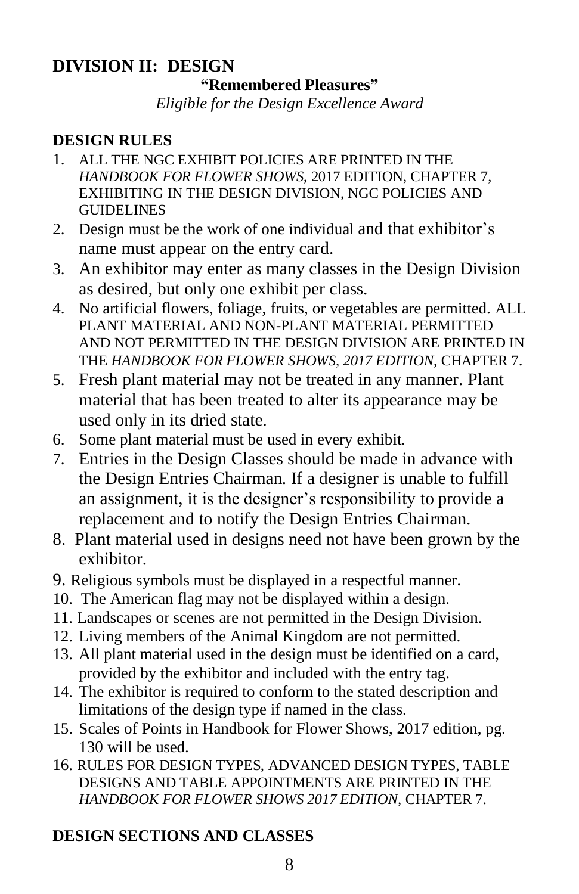## DIVISION II: DESIGN

**"Remembered Pleasures"**

*Eligible for the Design Excellence Award*

### DESIGN RULES

1. ALL THE NGC EXHIBIT POLICIES ARE PRINTED IN THE *HANDBOOK FOR FLOWER SHOWS*, 2017 EDITION, CHAPTER 7, EXHIBITING IN THE DESIGN DIVISION, NGC POLICIES AND GUIDELINES
2. Design must be the work of one individual and that exhibitor's name must appear on the entry card.
3. An exhibitor may enter as many classes in the Design Division as desired, but only one exhibit per class.
4. No artificial flowers, foliage, fruits, or vegetables are permitted. ALL PLANT MATERIAL AND NON-PLANT MATERIAL PERMITTED AND NOT PERMITTED IN THE DESIGN DIVISION ARE PRINTED IN THE *HANDBOOK FOR FLOWER SHOWS, 2017 EDITION*, CHAPTER 7.
5. Fresh plant material may not be treated in any manner. Plant material that has been treated to alter its appearance may be used only in its dried state.
6. Some plant material must be used in every exhibit.
7. Entries in the Design Classes should be made in advance with the Design Entries Chairman. If a designer is unable to fulfill an assignment, it is the designer's responsibility to provide a replacement and to notify the Design Entries Chairman.
8. Plant material used in designs need not have been grown by the exhibitor.
9. Religious symbols must be displayed in a respectful manner.
10. The American flag may not be displayed within a design.
11. Landscapes or scenes are not permitted in the Design Division.
12. Living members of the Animal Kingdom are not permitted.
13. All plant material used in the design must be identified on a card, provided by the exhibitor and included with the entry tag.
14. The exhibitor is required to conform to the stated description and limitations of the design type if named in the class.
15. Scales of Points in Handbook for Flower Shows, 2017 edition, pg. 130 will be used.
16. RULES FOR DESIGN TYPES, ADVANCED DESIGN TYPES, TABLE DESIGNS AND TABLE APPOINTMENTS ARE PRINTED IN THE *HANDBOOK FOR FLOWER SHOWS 2017 EDITION*, CHAPTER 7.

### DESIGN SECTIONS AND CLASSES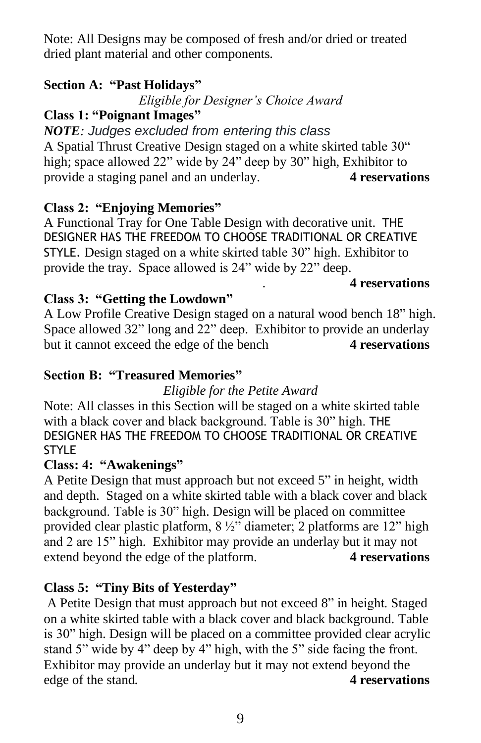Note: All Designs may be composed of fresh and/or dried or treated dried plant material and other components.

**Section A: "Past Holidays"**

*Eligible for Designer's Choice Award*

**Class 1: "Poignant Images"**

***NOTE**: Judges excluded from entering this class*

A Spatial Thrust Creative Design staged on a white skirted table 30" high; space allowed 22" wide by 24" deep by 30" high, Exhibitor to provide a staging panel and an underlay. **4 reservations**

**Class 2: "Enjoying Memories"**

A Functional Tray for One Table Design with decorative unit. THE DESIGNER HAS THE FREEDOM TO CHOOSE TRADITIONAL OR CREATIVE STYLE. Design staged on a white skirted table 30" high. Exhibitor to provide the tray. Space allowed is 24" wide by 22" deep.

. **4 reservations**

**Class 3: "Getting the Lowdown"**

A Low Profile Creative Design staged on a natural wood bench 18" high. Space allowed 32" long and 22" deep. Exhibitor to provide an underlay but it cannot exceed the edge of the bench **4 reservations**

**Section B: "Treasured Memories"**

*Eligible for the Petite Award*

Note: All classes in this Section will be staged on a white skirted table with a black cover and black background. Table is 30" high. THE DESIGNER HAS THE FREEDOM TO CHOOSE TRADITIONAL OR CREATIVE STYLE

**Class: 4: "Awakenings"**

A Petite Design that must approach but not exceed 5" in height, width and depth. Staged on a white skirted table with a black cover and black background. Table is 30" high. Design will be placed on committee provided clear plastic platform, 8 ½" diameter; 2 platforms are 12" high and 2 are 15" high. Exhibitor may provide an underlay but it may not extend beyond the edge of the platform. **4 reservations**

**Class 5: "Tiny Bits of Yesterday"**

A Petite Design that must approach but not exceed 8" in height. Staged on a white skirted table with a black cover and black background. Table is 30" high. Design will be placed on a committee provided clear acrylic stand 5" wide by 4" deep by 4" high, with the 5" side facing the front. Exhibitor may provide an underlay but it may not extend beyond the edge of the stand. **4 reservations**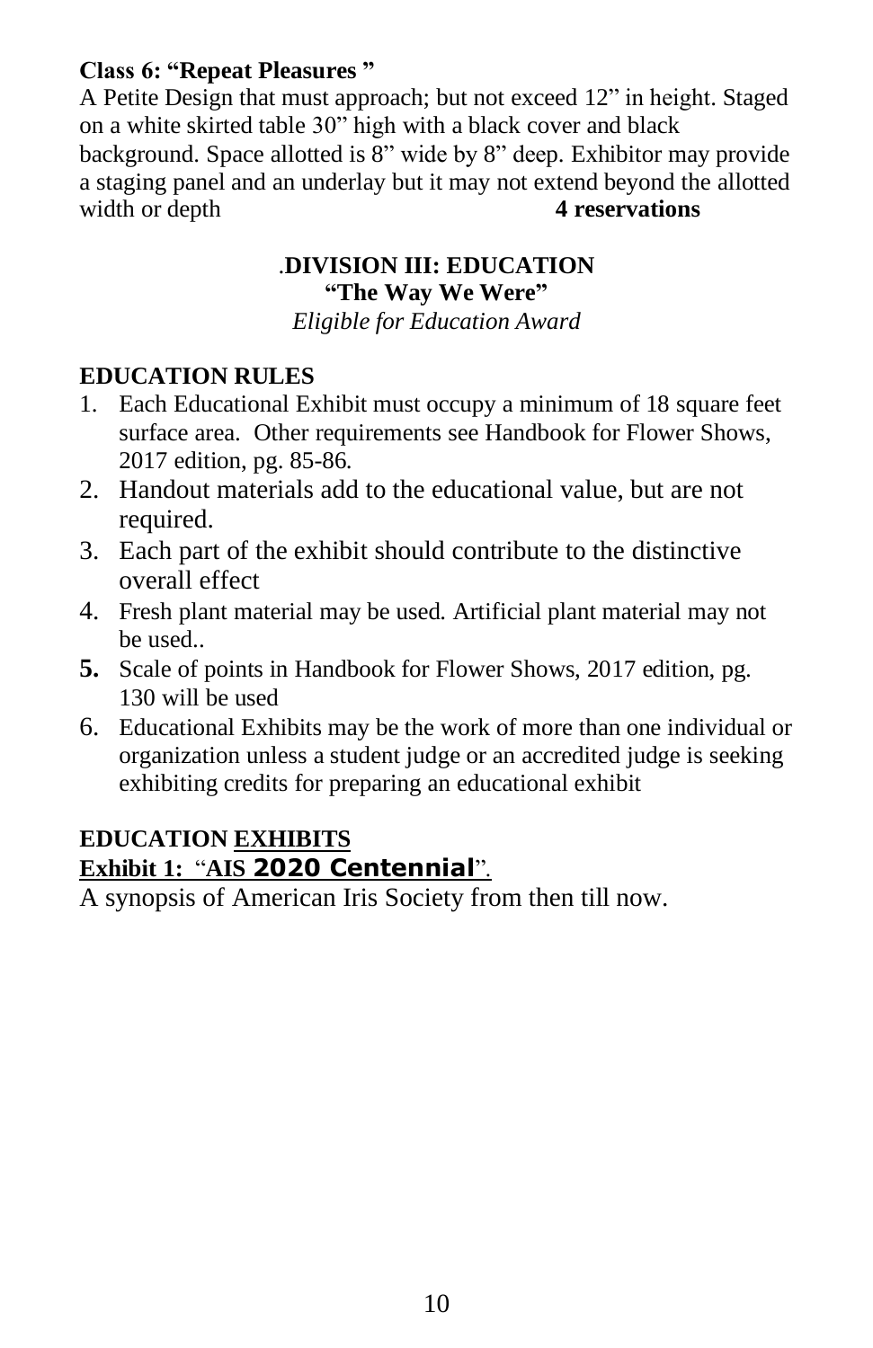**Class 6: "Repeat Pleasures "**

A Petite Design that must approach; but not exceed 12" in height. Staged on a white skirted table 30" high with a black cover and black background. Space allotted is 8" wide by 8" deep. Exhibitor may provide a staging panel and an underlay but it may not extend beyond the allotted width or depth **4 reservations**

## .DIVISION III: EDUCATION

**"The Way We Were"**

*Eligible for Education Award*

### EDUCATION RULES

1. Each Educational Exhibit must occupy a minimum of 18 square feet surface area. Other requirements see Handbook for Flower Shows, 2017 edition, pg. 85-86.
2. Handout materials add to the educational value, but are not required.
3. Each part of the exhibit should contribute to the distinctive overall effect
4. Fresh plant material may be used. Artificial plant material may not be used..
5. Scale of points in Handbook for Flower Shows, 2017 edition, pg. 130 will be used
6. Educational Exhibits may be the work of more than one individual or organization unless a student judge or an accredited judge is seeking exhibiting credits for preparing an educational exhibit

### EDUCATION EXHIBITS

**Exhibit 1: "AIS 2020 Centennial".**

A synopsis of American Iris Society from then till now.